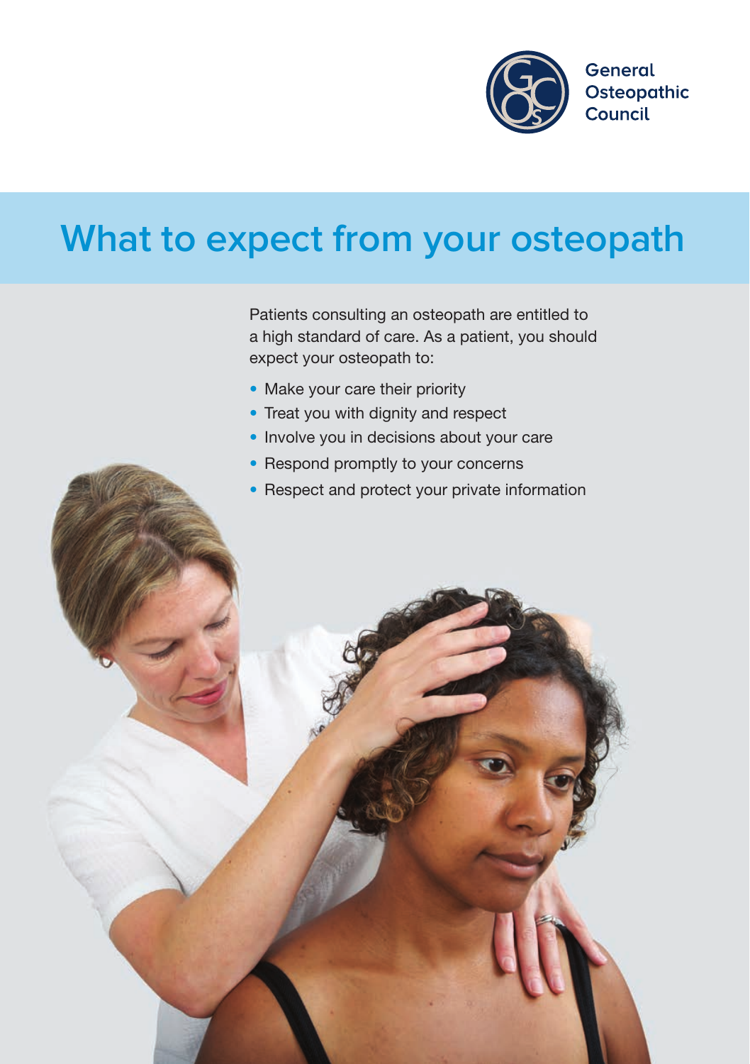General Osteopathic Council

# What to expect from your osteopath

Patients consulting an osteopath are entitled to a high standard of care. As a patient, you should expect your osteopath to:

- Make your care their priority
- Treat you with dignity and respect
- Involve you in decisions about your care
- Respond promptly to your concerns
- Respect and protect your private information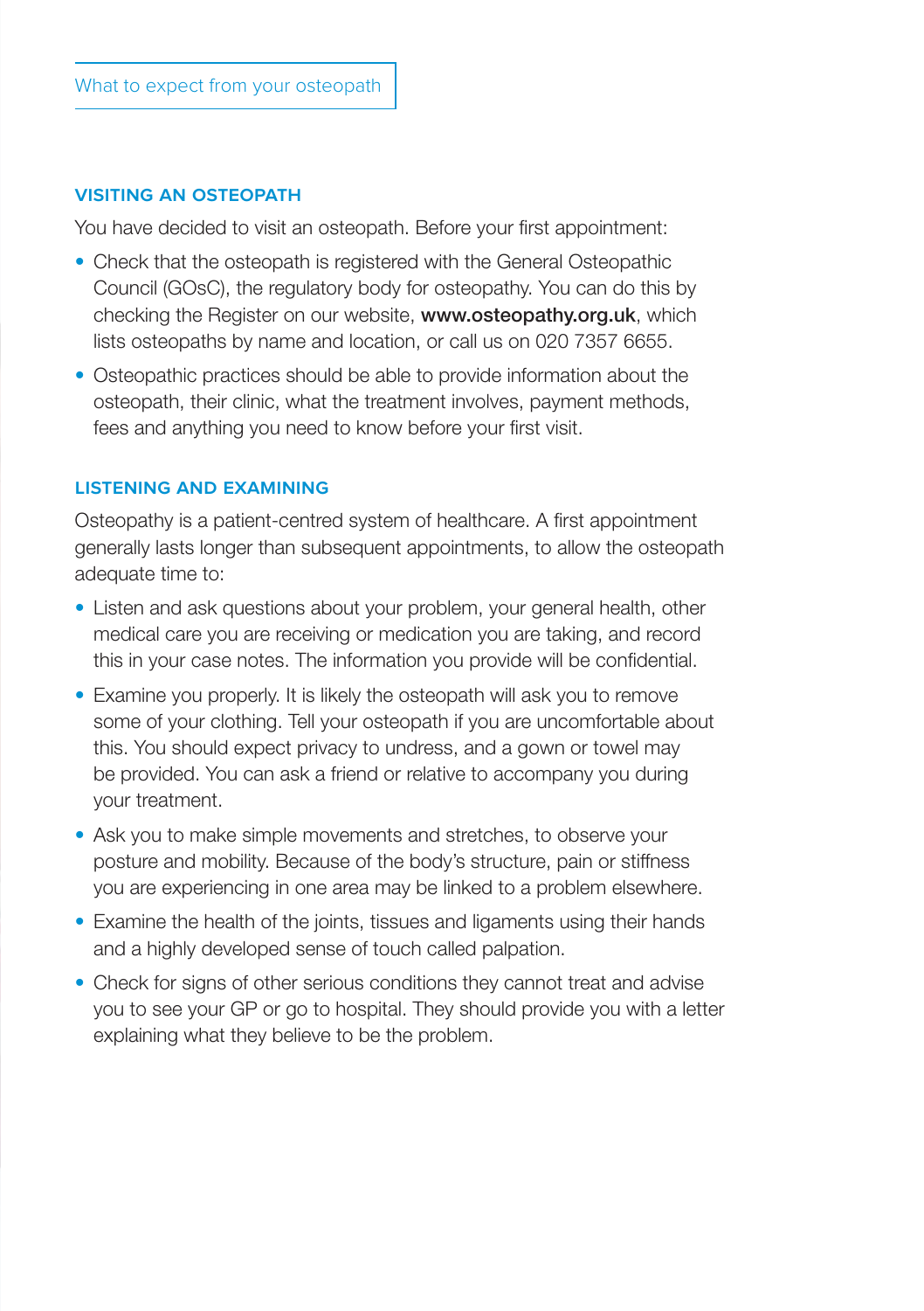## VISITING AN OSTEOPATH

You have decided to visit an osteopath. Before your first appointment:

- Check that the osteopath is registered with the General Osteopathic Council (GOsC), the regulatory body for osteopathy. You can do this by checking the Register on our website, **www.osteopathy.org.uk**, which lists osteopaths by name and location, or call us on 020 7357 6655.
- Osteopathic practices should be able to provide information about the osteopath, their clinic, what the treatment involves, payment methods, fees and anything you need to know before your first visit.

## LISTENING AND EXAMINING

Osteopathy is a patient-centred system of healthcare. A first appointment generally lasts longer than subsequent appointments, to allow the osteopath adequate time to:

- Listen and ask questions about your problem, your general health, other medical care you are receiving or medication you are taking, and record this in your case notes. The information you provide will be confidential.
- Examine you properly. It is likely the osteopath will ask you to remove some of your clothing. Tell your osteopath if you are uncomfortable about this. You should expect privacy to undress, and a gown or towel may be provided. You can ask a friend or relative to accompany you during your treatment.
- Ask you to make simple movements and stretches, to observe your posture and mobility. Because of the body's structure, pain or stiffness you are experiencing in one area may be linked to a problem elsewhere.
- Examine the health of the joints, tissues and ligaments using their hands and a highly developed sense of touch called palpation.
- Check for signs of other serious conditions they cannot treat and advise you to see your GP or go to hospital. They should provide you with a letter explaining what they believe to be the problem.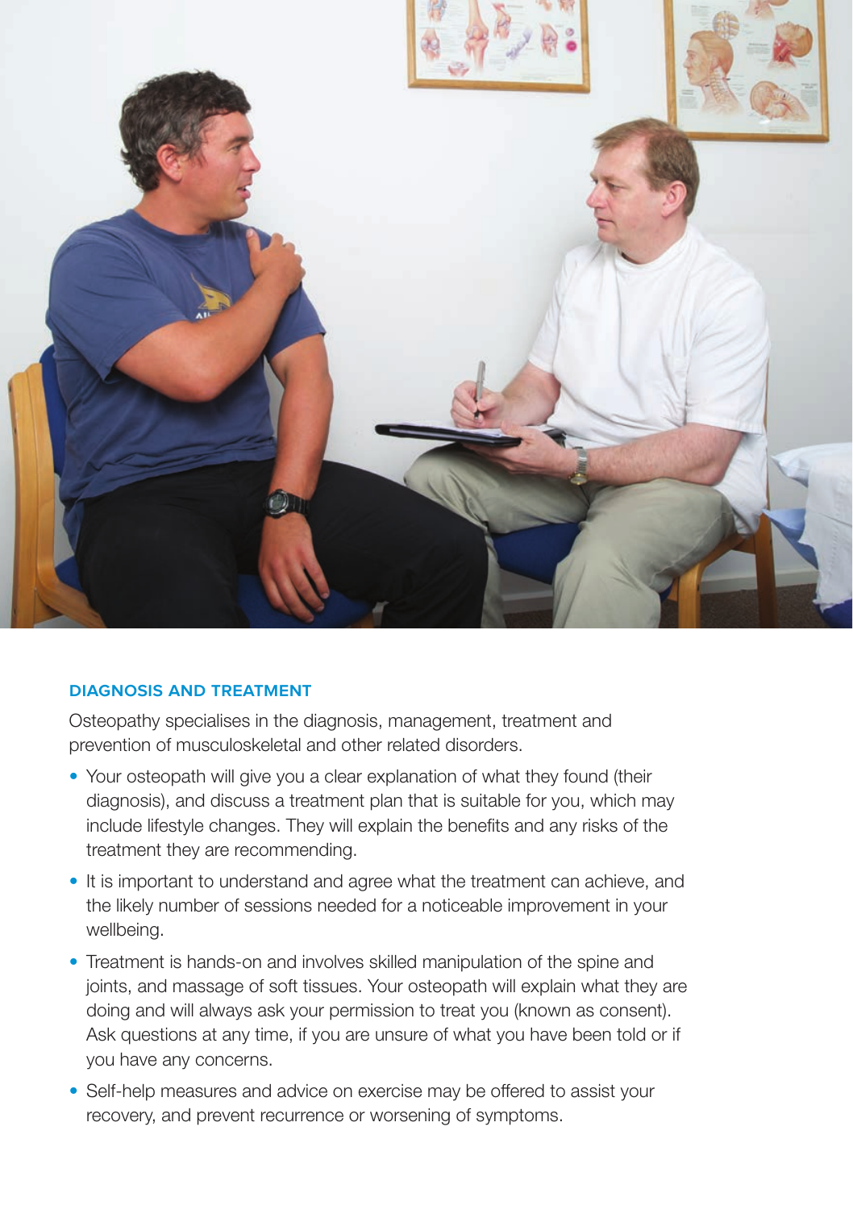## DIAGNOSIS AND TREATMENT

Osteopathy specialises in the diagnosis, management, treatment and prevention of musculoskeletal and other related disorders.

- Your osteopath will give you a clear explanation of what they found (their diagnosis), and discuss a treatment plan that is suitable for you, which may include lifestyle changes. They will explain the benefits and any risks of the treatment they are recommending.
- It is important to understand and agree what the treatment can achieve, and the likely number of sessions needed for a noticeable improvement in your wellbeing.
- Treatment is hands-on and involves skilled manipulation of the spine and joints, and massage of soft tissues. Your osteopath will explain what they are doing and will always ask your permission to treat you (known as consent). Ask questions at any time, if you are unsure of what you have been told or if you have any concerns.
- Self-help measures and advice on exercise may be offered to assist your recovery, and prevent recurrence or worsening of symptoms.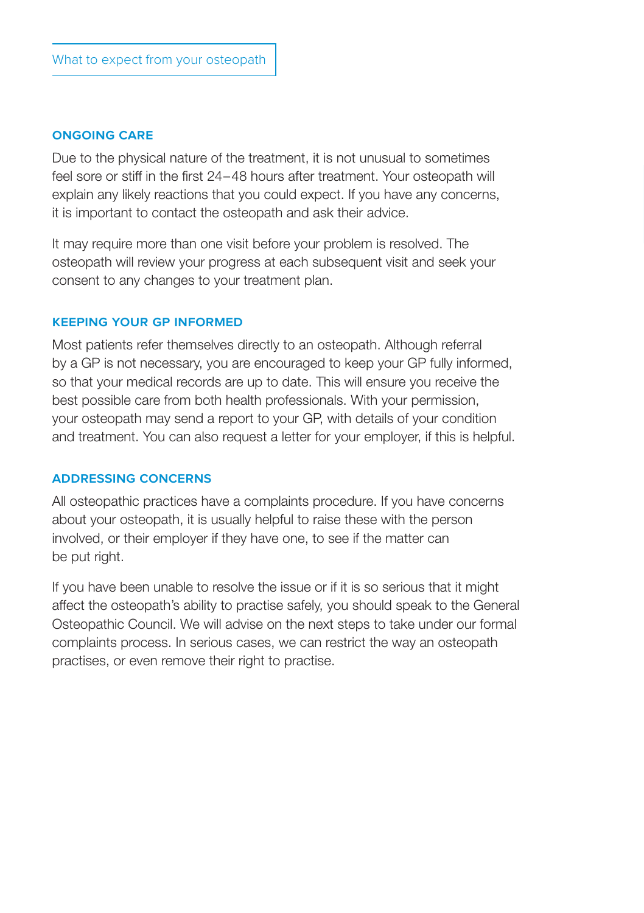## ONGOING CARE

Due to the physical nature of the treatment, it is not unusual to sometimes feel sore or stiff in the first 24–48 hours after treatment. Your osteopath will explain any likely reactions that you could expect. If you have any concerns, it is important to contact the osteopath and ask their advice.

It may require more than one visit before your problem is resolved. The osteopath will review your progress at each subsequent visit and seek your consent to any changes to your treatment plan.

## KEEPING YOUR GP INFORMED

Most patients refer themselves directly to an osteopath. Although referral by a GP is not necessary, you are encouraged to keep your GP fully informed, so that your medical records are up to date. This will ensure you receive the best possible care from both health professionals. With your permission, your osteopath may send a report to your GP, with details of your condition and treatment. You can also request a letter for your employer, if this is helpful.

## ADDRESSING CONCERNS

All osteopathic practices have a complaints procedure. If you have concerns about your osteopath, it is usually helpful to raise these with the person involved, or their employer if they have one, to see if the matter can be put right.

If you have been unable to resolve the issue or if it is so serious that it might affect the osteopath's ability to practise safely, you should speak to the General Osteopathic Council. We will advise on the next steps to take under our formal complaints process. In serious cases, we can restrict the way an osteopath practises, or even remove their right to practise.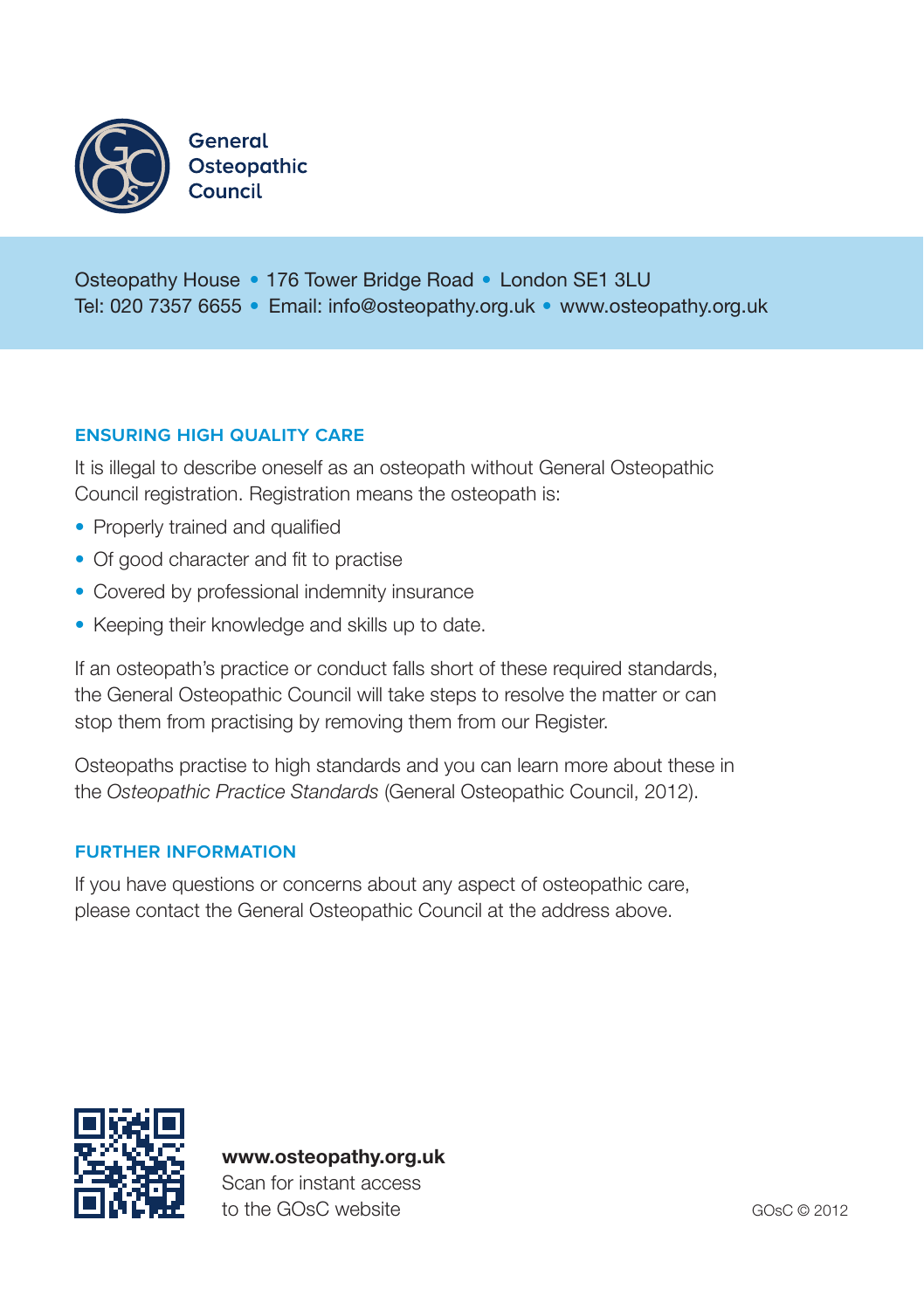General
Osteopathic
Council

Osteopathy House • 176 Tower Bridge Road • London SE1 3LU
Tel: 020 7357 6655 • Email: info@osteopathy.org.uk • www.osteopathy.org.uk

## ENSURING HIGH QUALITY CARE

It is illegal to describe oneself as an osteopath without General Osteopathic Council registration. Registration means the osteopath is:

- Properly trained and qualified
- Of good character and fit to practise
- Covered by professional indemnity insurance
- Keeping their knowledge and skills up to date.

If an osteopath's practice or conduct falls short of these required standards, the General Osteopathic Council will take steps to resolve the matter or can stop them from practising by removing them from our Register.

Osteopaths practise to high standards and you can learn more about these in the *Osteopathic Practice Standards* (General Osteopathic Council, 2012).

## FURTHER INFORMATION

If you have questions or concerns about any aspect of osteopathic care, please contact the General Osteopathic Council at the address above.

**www.osteopathy.org.uk**
Scan for instant access
to the GOsC website

GOsC © 2012